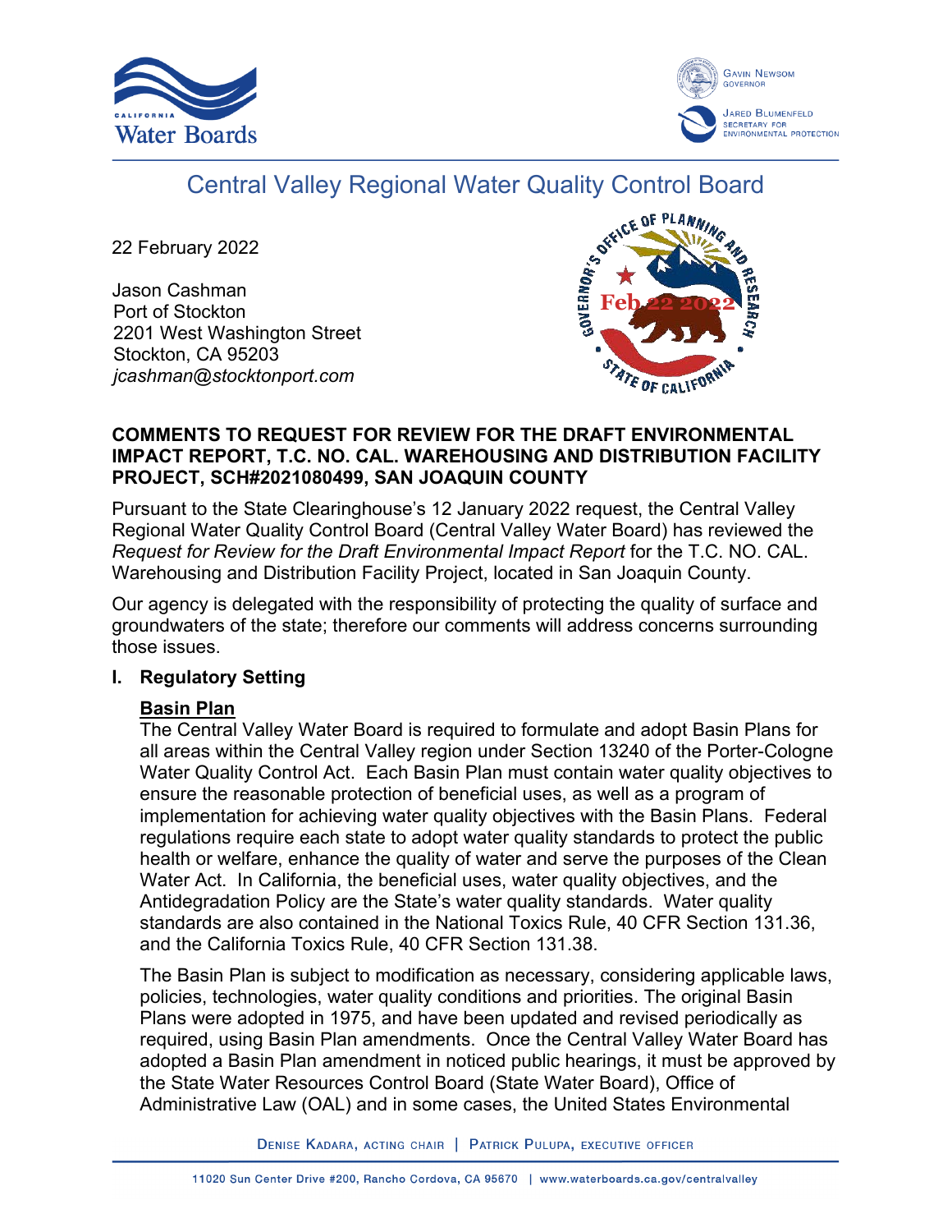# Central Valley Regional Water Quality Control Board

22 February 2022

Jason Cashman
Port of Stockton
2201 West Washington Street
Stockton, CA 95203
*jcashman@stocktonport.com*

**COMMENTS TO REQUEST FOR REVIEW FOR THE DRAFT ENVIRONMENTAL IMPACT REPORT, T.C. NO. CAL. WAREHOUSING AND DISTRIBUTION FACILITY PROJECT, SCH#2021080499, SAN JOAQUIN COUNTY**

Pursuant to the State Clearinghouse's 12 January 2022 request, the Central Valley Regional Water Quality Control Board (Central Valley Water Board) has reviewed the *Request for Review for the Draft Environmental Impact Report* for the T.C. NO. CAL. Warehousing and Distribution Facility Project, located in San Joaquin County.

Our agency is delegated with the responsibility of protecting the quality of surface and groundwaters of the state; therefore our comments will address concerns surrounding those issues.

## I. Regulatory Setting

### Basin Plan

The Central Valley Water Board is required to formulate and adopt Basin Plans for all areas within the Central Valley region under Section 13240 of the Porter-Cologne Water Quality Control Act. Each Basin Plan must contain water quality objectives to ensure the reasonable protection of beneficial uses, as well as a program of implementation for achieving water quality objectives with the Basin Plans. Federal regulations require each state to adopt water quality standards to protect the public health or welfare, enhance the quality of water and serve the purposes of the Clean Water Act. In California, the beneficial uses, water quality objectives, and the Antidegradation Policy are the State's water quality standards. Water quality standards are also contained in the National Toxics Rule, 40 CFR Section 131.36, and the California Toxics Rule, 40 CFR Section 131.38.

The Basin Plan is subject to modification as necessary, considering applicable laws, policies, technologies, water quality conditions and priorities. The original Basin Plans were adopted in 1975, and have been updated and revised periodically as required, using Basin Plan amendments. Once the Central Valley Water Board has adopted a Basin Plan amendment in noticed public hearings, it must be approved by the State Water Resources Control Board (State Water Board), Office of Administrative Law (OAL) and in some cases, the United States Environmental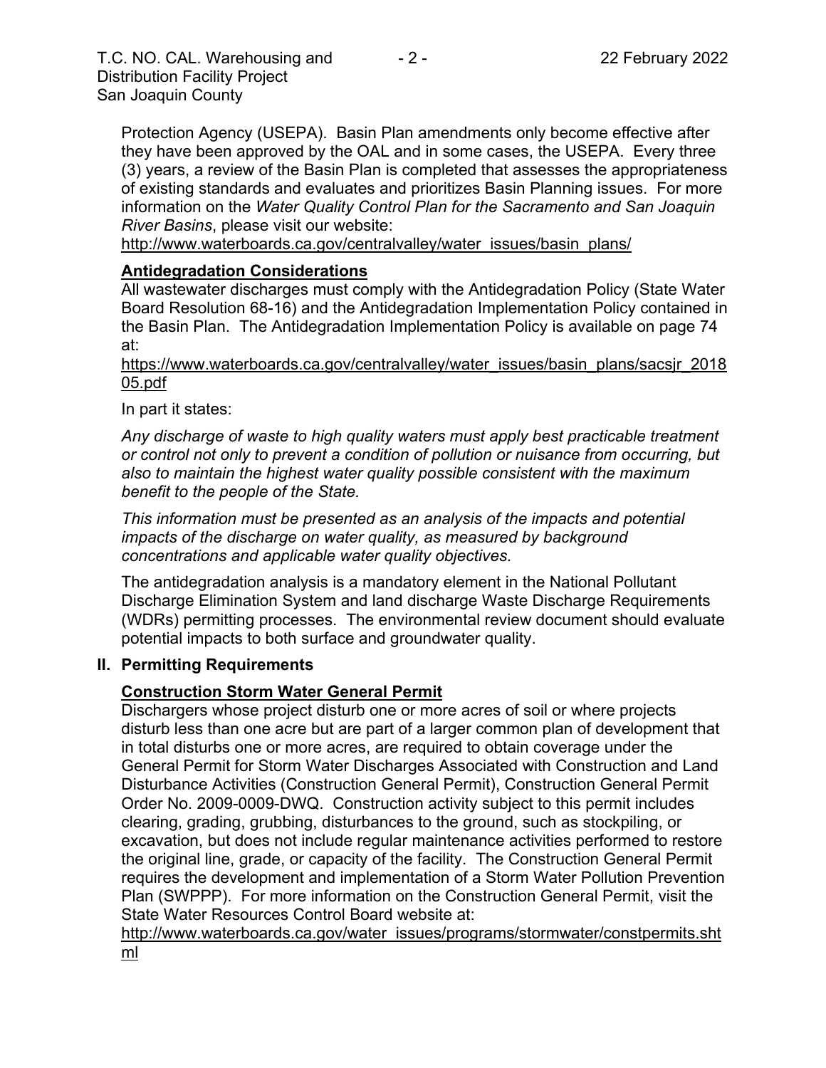Protection Agency (USEPA). Basin Plan amendments only become effective after they have been approved by the OAL and in some cases, the USEPA. Every three (3) years, a review of the Basin Plan is completed that assesses the appropriateness of existing standards and evaluates and prioritizes Basin Planning issues. For more information on the *Water Quality Control Plan for the Sacramento and San Joaquin River Basins*, please visit our website:
http://www.waterboards.ca.gov/centralvalley/water_issues/basin_plans/

**Antidegradation Considerations**

All wastewater discharges must comply with the Antidegradation Policy (State Water Board Resolution 68-16) and the Antidegradation Implementation Policy contained in the Basin Plan. The Antidegradation Implementation Policy is available on page 74 at:
https://www.waterboards.ca.gov/centralvalley/water_issues/basin_plans/sacsjr_201805.pdf

In part it states:

*Any discharge of waste to high quality waters must apply best practicable treatment or control not only to prevent a condition of pollution or nuisance from occurring, but also to maintain the highest water quality possible consistent with the maximum benefit to the people of the State.*

*This information must be presented as an analysis of the impacts and potential impacts of the discharge on water quality, as measured by background concentrations and applicable water quality objectives.*

The antidegradation analysis is a mandatory element in the National Pollutant Discharge Elimination System and land discharge Waste Discharge Requirements (WDRs) permitting processes. The environmental review document should evaluate potential impacts to both surface and groundwater quality.

## II. Permitting Requirements

**Construction Storm Water General Permit**

Dischargers whose project disturb one or more acres of soil or where projects disturb less than one acre but are part of a larger common plan of development that in total disturbs one or more acres, are required to obtain coverage under the General Permit for Storm Water Discharges Associated with Construction and Land Disturbance Activities (Construction General Permit), Construction General Permit Order No. 2009-0009-DWQ. Construction activity subject to this permit includes clearing, grading, grubbing, disturbances to the ground, such as stockpiling, or excavation, but does not include regular maintenance activities performed to restore the original line, grade, or capacity of the facility. The Construction General Permit requires the development and implementation of a Storm Water Pollution Prevention Plan (SWPPP). For more information on the Construction General Permit, visit the State Water Resources Control Board website at:
http://www.waterboards.ca.gov/water_issues/programs/stormwater/constpermits.shtml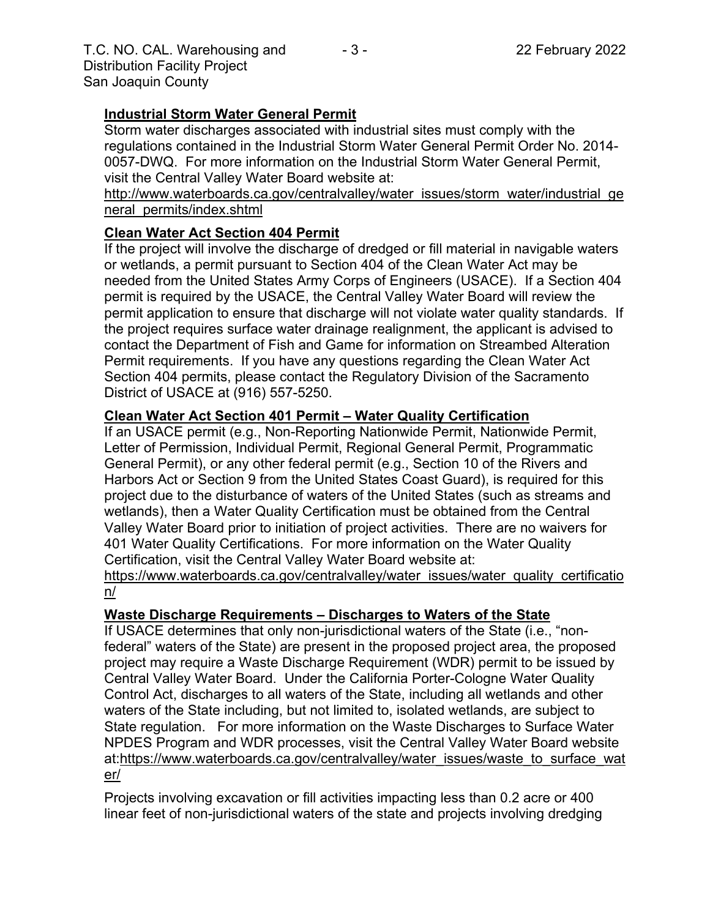**Industrial Storm Water General Permit**

Storm water discharges associated with industrial sites must comply with the regulations contained in the Industrial Storm Water General Permit Order No. 2014-0057-DWQ. For more information on the Industrial Storm Water General Permit, visit the Central Valley Water Board website at:

http://www.waterboards.ca.gov/centralvalley/water_issues/storm_water/industrial_general_permits/index.shtml

**Clean Water Act Section 404 Permit**

If the project will involve the discharge of dredged or fill material in navigable waters or wetlands, a permit pursuant to Section 404 of the Clean Water Act may be needed from the United States Army Corps of Engineers (USACE). If a Section 404 permit is required by the USACE, the Central Valley Water Board will review the permit application to ensure that discharge will not violate water quality standards. If the project requires surface water drainage realignment, the applicant is advised to contact the Department of Fish and Game for information on Streambed Alteration Permit requirements. If you have any questions regarding the Clean Water Act Section 404 permits, please contact the Regulatory Division of the Sacramento District of USACE at (916) 557-5250.

**Clean Water Act Section 401 Permit – Water Quality Certification**

If an USACE permit (e.g., Non-Reporting Nationwide Permit, Nationwide Permit, Letter of Permission, Individual Permit, Regional General Permit, Programmatic General Permit), or any other federal permit (e.g., Section 10 of the Rivers and Harbors Act or Section 9 from the United States Coast Guard), is required for this project due to the disturbance of waters of the United States (such as streams and wetlands), then a Water Quality Certification must be obtained from the Central Valley Water Board prior to initiation of project activities. There are no waivers for 401 Water Quality Certifications. For more information on the Water Quality Certification, visit the Central Valley Water Board website at:

https://www.waterboards.ca.gov/centralvalley/water_issues/water_quality_certification/

**Waste Discharge Requirements – Discharges to Waters of the State**

If USACE determines that only non-jurisdictional waters of the State (i.e., "non-federal" waters of the State) are present in the proposed project area, the proposed project may require a Waste Discharge Requirement (WDR) permit to be issued by Central Valley Water Board. Under the California Porter-Cologne Water Quality Control Act, discharges to all waters of the State, including all wetlands and other waters of the State including, but not limited to, isolated wetlands, are subject to State regulation. For more information on the Waste Discharges to Surface Water NPDES Program and WDR processes, visit the Central Valley Water Board website at:https://www.waterboards.ca.gov/centralvalley/water_issues/waste_to_surface_water/

Projects involving excavation or fill activities impacting less than 0.2 acre or 400 linear feet of non-jurisdictional waters of the state and projects involving dredging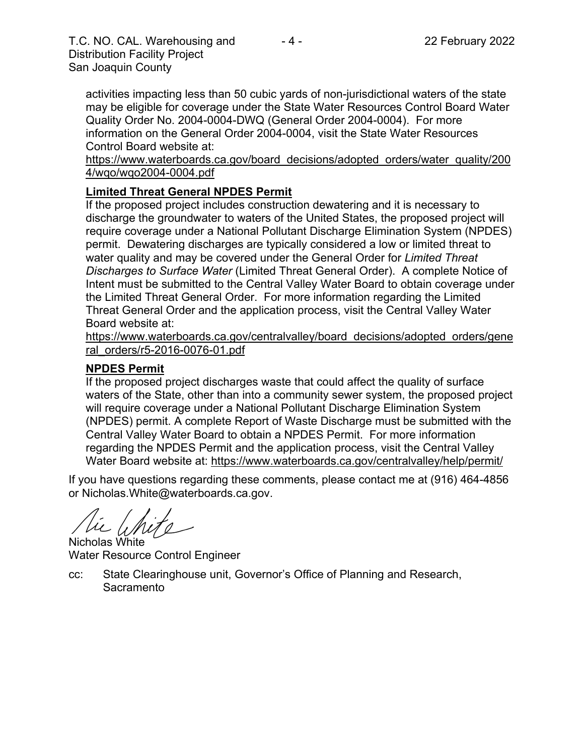activities impacting less than 50 cubic yards of non-jurisdictional waters of the state may be eligible for coverage under the State Water Resources Control Board Water Quality Order No. 2004-0004-DWQ (General Order 2004-0004). For more information on the General Order 2004-0004, visit the State Water Resources Control Board website at:
https://www.waterboards.ca.gov/board_decisions/adopted_orders/water_quality/2004/wqo/wqo2004-0004.pdf

**Limited Threat General NPDES Permit**

If the proposed project includes construction dewatering and it is necessary to discharge the groundwater to waters of the United States, the proposed project will require coverage under a National Pollutant Discharge Elimination System (NPDES) permit. Dewatering discharges are typically considered a low or limited threat to water quality and may be covered under the General Order for *Limited Threat Discharges to Surface Water* (Limited Threat General Order). A complete Notice of Intent must be submitted to the Central Valley Water Board to obtain coverage under the Limited Threat General Order. For more information regarding the Limited Threat General Order and the application process, visit the Central Valley Water Board website at:
https://www.waterboards.ca.gov/centralvalley/board_decisions/adopted_orders/general_orders/r5-2016-0076-01.pdf

**NPDES Permit**

If the proposed project discharges waste that could affect the quality of surface waters of the State, other than into a community sewer system, the proposed project will require coverage under a National Pollutant Discharge Elimination System (NPDES) permit. A complete Report of Waste Discharge must be submitted with the Central Valley Water Board to obtain a NPDES Permit. For more information regarding the NPDES Permit and the application process, visit the Central Valley Water Board website at: https://www.waterboards.ca.gov/centralvalley/help/permit/

If you have questions regarding these comments, please contact me at (916) 464-4856 or Nicholas.White@waterboards.ca.gov.

Nicholas White
Water Resource Control Engineer

cc: State Clearinghouse unit, Governor's Office of Planning and Research, Sacramento